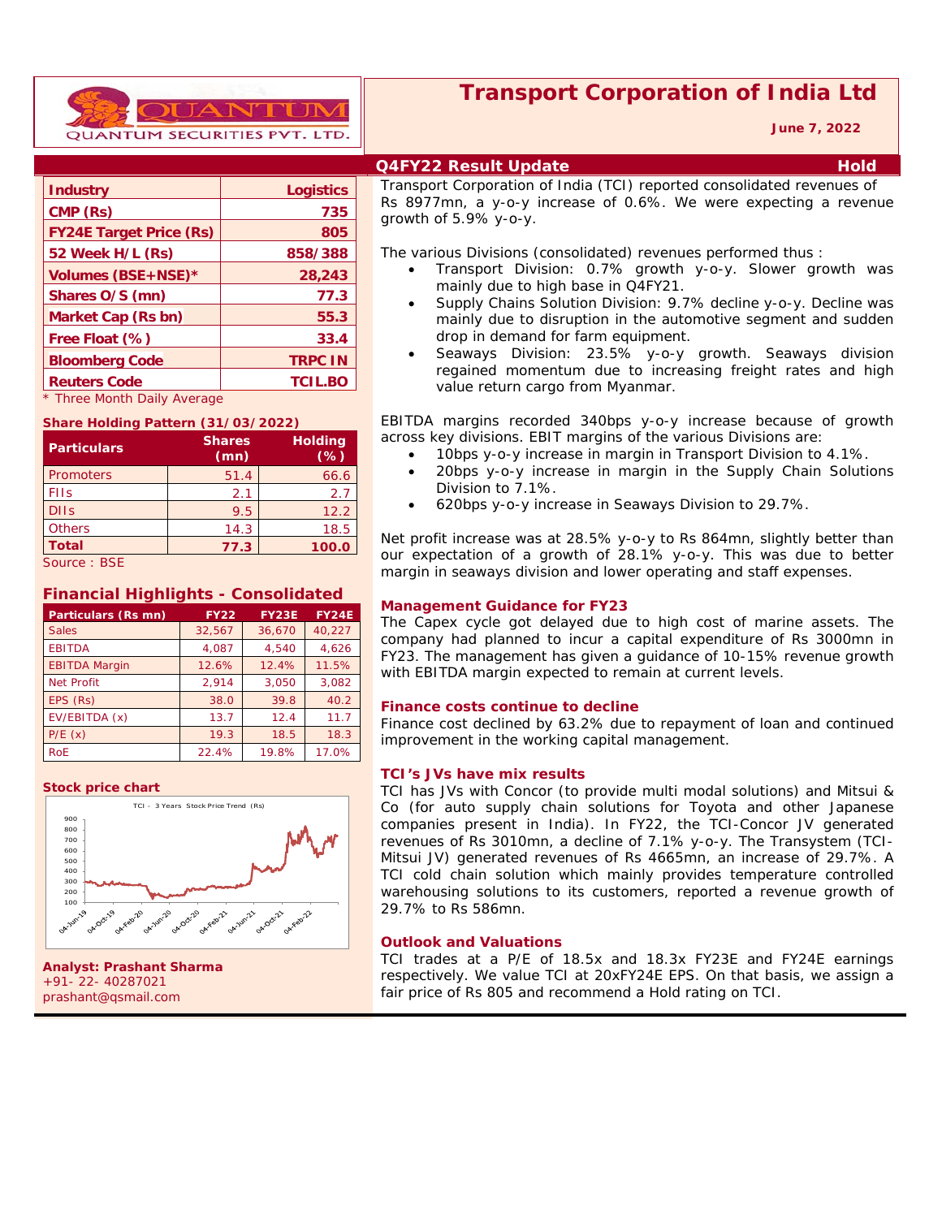QUANTUM SECURITIES PVT. LTD.

# Transport Corporation of India Ltd

**June 7, 2022**

## Q4FY22 Result Update — Hold

| Industry | Logistics |
|---|---|
| CMP (Rs) | 735 |
| FY24E Target Price (Rs) | 805 |
| 52 Week H/L (Rs) | 858/388 |
| Volumes (BSE+NSE)* | 28,243 |
| Shares O/S (mn) | 77.3 |
| Market Cap (Rs bn) | 55.3 |
| Free Float (%) | 33.4 |
| Bloomberg Code | TRPC IN |
| Reuters Code | TCIL.BO |

\* Three Month Daily Average

**Share Holding Pattern (31/03/2022)**

| Particulars | Shares (mn) | Holding (%) |
|---|---|---|
| Promoters | 51.4 | 66.6 |
| FIIs | 2.1 | 2.7 |
| DIIs | 9.5 | 12.2 |
| Others | 14.3 | 18.5 |
| **Total** | **77.3** | **100.0** |

Source : BSE

### Financial Highlights - Consolidated

| Particulars (Rs mn) | FY22 | FY23E | FY24E |
|---|---|---|---|
| Sales | 32,567 | 36,670 | 40,227 |
| EBITDA | 4,087 | 4,540 | 4,626 |
| EBITDA Margin | 12.6% | 12.4% | 11.5% |
| Net Profit | 2,914 | 3,050 | 3,082 |
| EPS (Rs) | 38.0 | 39.8 | 40.2 |
| EV/EBITDA (x) | 13.7 | 12.4 | 11.7 |
| P/E (x) | 19.3 | 18.5 | 18.3 |
| RoE | 22.4% | 19.8% | 17.0% |

**Stock price chart**

TCI - 3 Years Stock Price Trend (Rs)

**Analyst: Prashant Sharma**
+91- 22- 40287021
prashant@qsmail.com

Transport Corporation of India (TCI) reported consolidated revenues of Rs 8977mn, a y-o-y increase of 0.6%. We were expecting a revenue growth of 5.9% y-o-y.

The various Divisions (consolidated) revenues performed thus :

- Transport Division: 0.7% growth y-o-y. Slower growth was mainly due to high base in Q4FY21.
- Supply Chains Solution Division: 9.7% decline y-o-y. Decline was mainly due to disruption in the automotive segment and sudden drop in demand for farm equipment.
- Seaways Division: 23.5% y-o-y growth. Seaways division regained momentum due to increasing freight rates and high value return cargo from Myanmar.

EBITDA margins recorded 340bps y-o-y increase because of growth across key divisions. EBIT margins of the various Divisions are:

- 10bps y-o-y increase in margin in Transport Division to 4.1%.
- 20bps y-o-y increase in margin in the Supply Chain Solutions Division to 7.1%.
- 620bps y-o-y increase in Seaways Division to 29.7%.

Net profit increase was at 28.5% y-o-y to Rs 864mn, slightly better than our expectation of a growth of 28.1% y-o-y. This was due to better margin in seaways division and lower operating and staff expenses.

### Management Guidance for FY23

The Capex cycle got delayed due to high cost of marine assets. The company had planned to incur a capital expenditure of Rs 3000mn in FY23. The management has given a guidance of 10-15% revenue growth with EBITDA margin expected to remain at current levels.

### Finance costs continue to decline

Finance cost declined by 63.2% due to repayment of loan and continued improvement in the working capital management.

### TCI's JVs have mix results

TCI has JVs with Concor (to provide multi modal solutions) and Mitsui & Co (for auto supply chain solutions for Toyota and other Japanese companies present in India). In FY22, the TCI-Concor JV generated revenues of Rs 3010mn, a decline of 7.1% y-o-y. The Transystem (TCI-Mitsui JV) generated revenues of Rs 4665mn, an increase of 29.7%. A TCI cold chain solution which mainly provides temperature controlled warehousing solutions to its customers, reported a revenue growth of 29.7% to Rs 586mn.

### Outlook and Valuations

TCI trades at a P/E of 18.5x and 18.3x FY23E and FY24E earnings respectively. We value TCI at 20xFY24E EPS. On that basis, we assign a fair price of Rs 805 and recommend a Hold rating on TCI.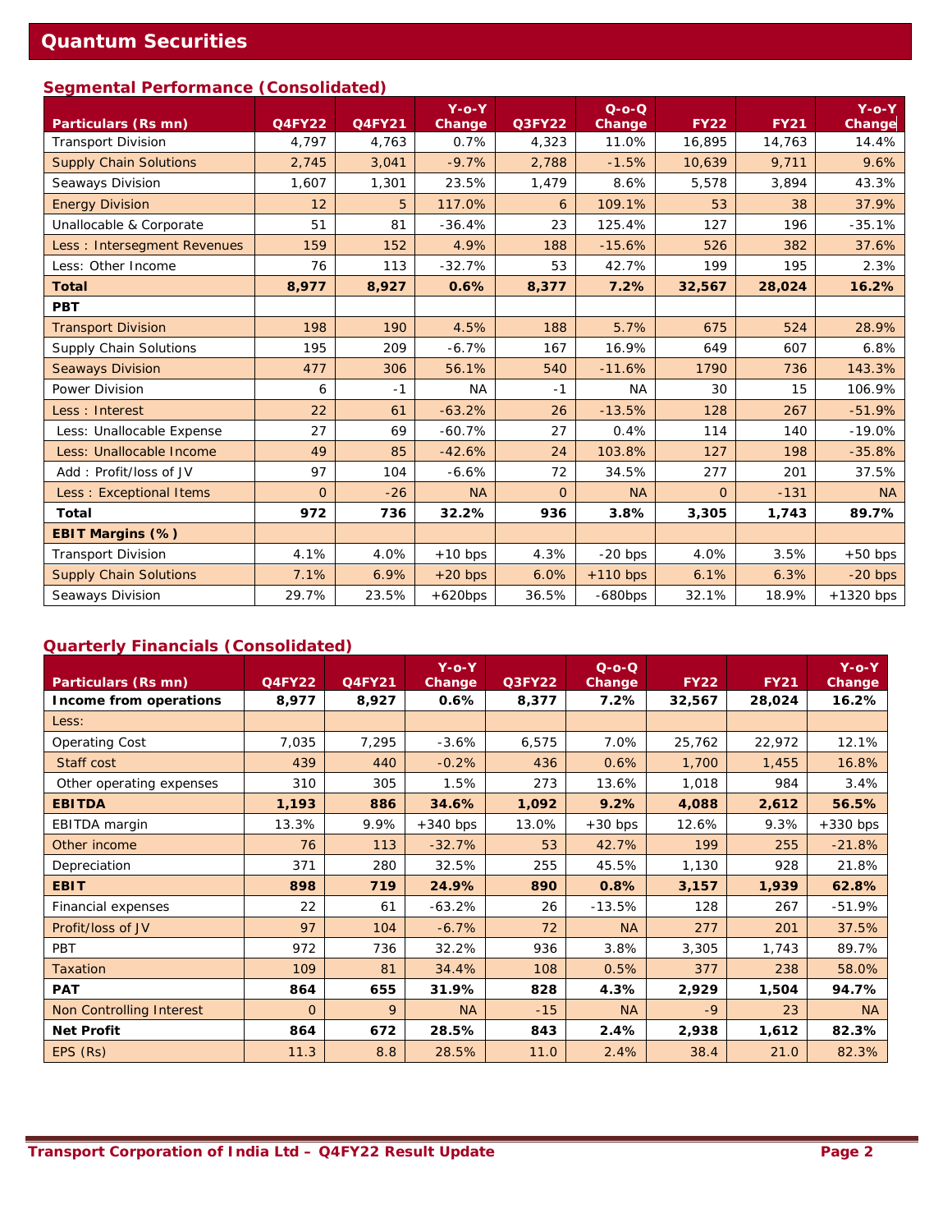## Segmental Performance (Consolidated)

| Particulars (Rs mn) | Q4FY22 | Q4FY21 | Y-o-Y Change | Q3FY22 | Q-o-Q Change | FY22 | FY21 | Y-o-Y Change |
|---|---|---|---|---|---|---|---|---|
| Transport Division | 4,797 | 4,763 | 0.7% | 4,323 | 11.0% | 16,895 | 14,763 | 14.4% |
| Supply Chain Solutions | 2,745 | 3,041 | -9.7% | 2,788 | -1.5% | 10,639 | 9,711 | 9.6% |
| Seaways Division | 1,607 | 1,301 | 23.5% | 1,479 | 8.6% | 5,578 | 3,894 | 43.3% |
| Energy Division | 12 | 5 | 117.0% | 6 | 109.1% | 53 | 38 | 37.9% |
| Unallocable & Corporate | 51 | 81 | -36.4% | 23 | 125.4% | 127 | 196 | -35.1% |
| Less : Intersegment Revenues | 159 | 152 | 4.9% | 188 | -15.6% | 526 | 382 | 37.6% |
| Less: Other Income | 76 | 113 | -32.7% | 53 | 42.7% | 199 | 195 | 2.3% |
| **Total** | **8,977** | **8,927** | **0.6%** | **8,377** | **7.2%** | **32,567** | **28,024** | **16.2%** |
| **PBT** | | | | | | | | |
| Transport Division | 198 | 190 | 4.5% | 188 | 5.7% | 675 | 524 | 28.9% |
| Supply Chain Solutions | 195 | 209 | -6.7% | 167 | 16.9% | 649 | 607 | 6.8% |
| Seaways Division | 477 | 306 | 56.1% | 540 | -11.6% | 1790 | 736 | 143.3% |
| Power Division | 6 | -1 | NA | -1 | NA | 30 | 15 | 106.9% |
| Less : Interest | 22 | 61 | -63.2% | 26 | -13.5% | 128 | 267 | -51.9% |
| Less: Unallocable Expense | 27 | 69 | -60.7% | 27 | 0.4% | 114 | 140 | -19.0% |
| Less: Unallocable Income | 49 | 85 | -42.6% | 24 | 103.8% | 127 | 198 | -35.8% |
| Add : Profit/loss of JV | 97 | 104 | -6.6% | 72 | 34.5% | 277 | 201 | 37.5% |
| Less : Exceptional Items | 0 | -26 | NA | 0 | NA | 0 | -131 | NA |
| **Total** | **972** | **736** | **32.2%** | **936** | **3.8%** | **3,305** | **1,743** | **89.7%** |
| **EBIT Margins (%)** | | | | | | | | |
| Transport Division | 4.1% | 4.0% | +10 bps | 4.3% | -20 bps | 4.0% | 3.5% | +50 bps |
| Supply Chain Solutions | 7.1% | 6.9% | +20 bps | 6.0% | +110 bps | 6.1% | 6.3% | -20 bps |
| Seaways Division | 29.7% | 23.5% | +620bps | 36.5% | -680bps | 32.1% | 18.9% | +1320 bps |

## Quarterly Financials (Consolidated)

| Particulars (Rs mn) | Q4FY22 | Q4FY21 | Y-o-Y Change | Q3FY22 | Q-o-Q Change | FY22 | FY21 | Y-o-Y Change |
|---|---|---|---|---|---|---|---|---|
| **Income from operations** | **8,977** | **8,927** | **0.6%** | **8,377** | **7.2%** | **32,567** | **28,024** | **16.2%** |
| Less: | | | | | | | | |
| Operating Cost | 7,035 | 7,295 | -3.6% | 6,575 | 7.0% | 25,762 | 22,972 | 12.1% |
| Staff cost | 439 | 440 | -0.2% | 436 | 0.6% | 1,700 | 1,455 | 16.8% |
| Other operating expenses | 310 | 305 | 1.5% | 273 | 13.6% | 1,018 | 984 | 3.4% |
| **EBITDA** | **1,193** | **886** | **34.6%** | **1,092** | **9.2%** | **4,088** | **2,612** | **56.5%** |
| EBITDA margin | 13.3% | 9.9% | +340 bps | 13.0% | +30 bps | 12.6% | 9.3% | +330 bps |
| Other income | 76 | 113 | -32.7% | 53 | 42.7% | 199 | 255 | -21.8% |
| Depreciation | 371 | 280 | 32.5% | 255 | 45.5% | 1,130 | 928 | 21.8% |
| **EBIT** | **898** | **719** | **24.9%** | **890** | **0.8%** | **3,157** | **1,939** | **62.8%** |
| Financial expenses | 22 | 61 | -63.2% | 26 | -13.5% | 128 | 267 | -51.9% |
| Profit/loss of JV | 97 | 104 | -6.7% | 72 | NA | 277 | 201 | 37.5% |
| PBT | 972 | 736 | 32.2% | 936 | 3.8% | 3,305 | 1,743 | 89.7% |
| Taxation | 109 | 81 | 34.4% | 108 | 0.5% | 377 | 238 | 58.0% |
| **PAT** | **864** | **655** | **31.9%** | **828** | **4.3%** | **2,929** | **1,504** | **94.7%** |
| Non Controlling Interest | 0 | 9 | NA | -15 | NA | -9 | 23 | NA |
| **Net Profit** | **864** | **672** | **28.5%** | **843** | **2.4%** | **2,938** | **1,612** | **82.3%** |
| EPS (Rs) | 11.3 | 8.8 | 28.5% | 11.0 | 2.4% | 38.4 | 21.0 | 82.3% |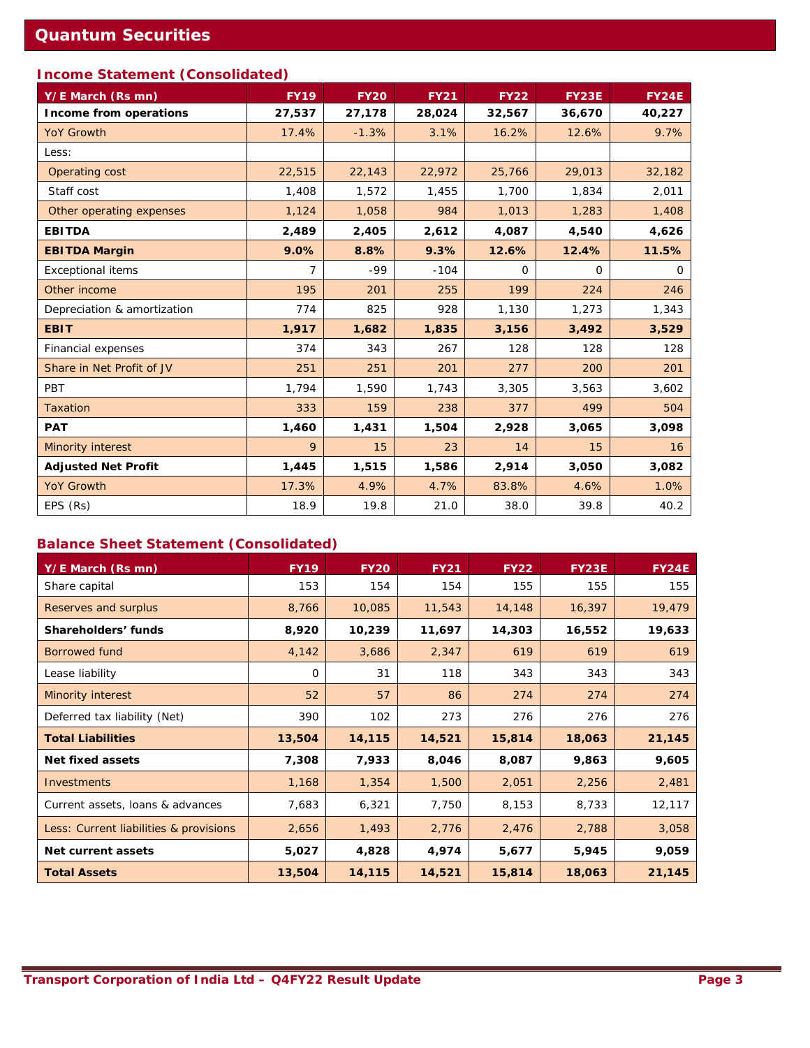## Income Statement (Consolidated)

| Y/E March (Rs mn) | FY19 | FY20 | FY21 | FY22 | FY23E | FY24E |
|---|---|---|---|---|---|---|
| **Income from operations** | **27,537** | **27,178** | **28,024** | **32,567** | **36,670** | **40,227** |
| YoY Growth | 17.4% | -1.3% | 3.1% | 16.2% | 12.6% | 9.7% |
| Less: | | | | | | |
| Operating cost | 22,515 | 22,143 | 22,972 | 25,766 | 29,013 | 32,182 |
| Staff cost | 1,408 | 1,572 | 1,455 | 1,700 | 1,834 | 2,011 |
| Other operating expenses | 1,124 | 1,058 | 984 | 1,013 | 1,283 | 1,408 |
| **EBITDA** | **2,489** | **2,405** | **2,612** | **4,087** | **4,540** | **4,626** |
| **EBITDA Margin** | **9.0%** | **8.8%** | **9.3%** | **12.6%** | **12.4%** | **11.5%** |
| Exceptional items | 7 | -99 | -104 | 0 | 0 | 0 |
| Other income | 195 | 201 | 255 | 199 | 224 | 246 |
| Depreciation & amortization | 774 | 825 | 928 | 1,130 | 1,273 | 1,343 |
| **EBIT** | **1,917** | **1,682** | **1,835** | **3,156** | **3,492** | **3,529** |
| Financial expenses | 374 | 343 | 267 | 128 | 128 | 128 |
| Share in Net Profit of JV | 251 | 251 | 201 | 277 | 200 | 201 |
| PBT | 1,794 | 1,590 | 1,743 | 3,305 | 3,563 | 3,602 |
| Taxation | 333 | 159 | 238 | 377 | 499 | 504 |
| **PAT** | **1,460** | **1,431** | **1,504** | **2,928** | **3,065** | **3,098** |
| Minority interest | 9 | 15 | 23 | 14 | 15 | 16 |
| **Adjusted Net Profit** | **1,445** | **1,515** | **1,586** | **2,914** | **3,050** | **3,082** |
| YoY Growth | 17.3% | 4.9% | 4.7% | 83.8% | 4.6% | 1.0% |
| EPS (Rs) | 18.9 | 19.8 | 21.0 | 38.0 | 39.8 | 40.2 |

## Balance Sheet Statement (Consolidated)

| Y/E March (Rs mn) | FY19 | FY20 | FY21 | FY22 | FY23E | FY24E |
|---|---|---|---|---|---|---|
| Share capital | 153 | 154 | 154 | 155 | 155 | 155 |
| Reserves and surplus | 8,766 | 10,085 | 11,543 | 14,148 | 16,397 | 19,479 |
| **Shareholders' funds** | **8,920** | **10,239** | **11,697** | **14,303** | **16,552** | **19,633** |
| Borrowed fund | 4,142 | 3,686 | 2,347 | 619 | 619 | 619 |
| Lease liability | 0 | 31 | 118 | 343 | 343 | 343 |
| Minority interest | 52 | 57 | 86 | 274 | 274 | 274 |
| Deferred tax liability (Net) | 390 | 102 | 273 | 276 | 276 | 276 |
| **Total Liabilities** | **13,504** | **14,115** | **14,521** | **15,814** | **18,063** | **21,145** |
| **Net fixed assets** | **7,308** | **7,933** | **8,046** | **8,087** | **9,863** | **9,605** |
| Investments | 1,168 | 1,354 | 1,500 | 2,051 | 2,256 | 2,481 |
| Current assets, loans & advances | 7,683 | 6,321 | 7,750 | 8,153 | 8,733 | 12,117 |
| Less: Current liabilities & provisions | 2,656 | 1,493 | 2,776 | 2,476 | 2,788 | 3,058 |
| **Net current assets** | **5,027** | **4,828** | **4,974** | **5,677** | **5,945** | **9,059** |
| **Total Assets** | **13,504** | **14,115** | **14,521** | **15,814** | **18,063** | **21,145** |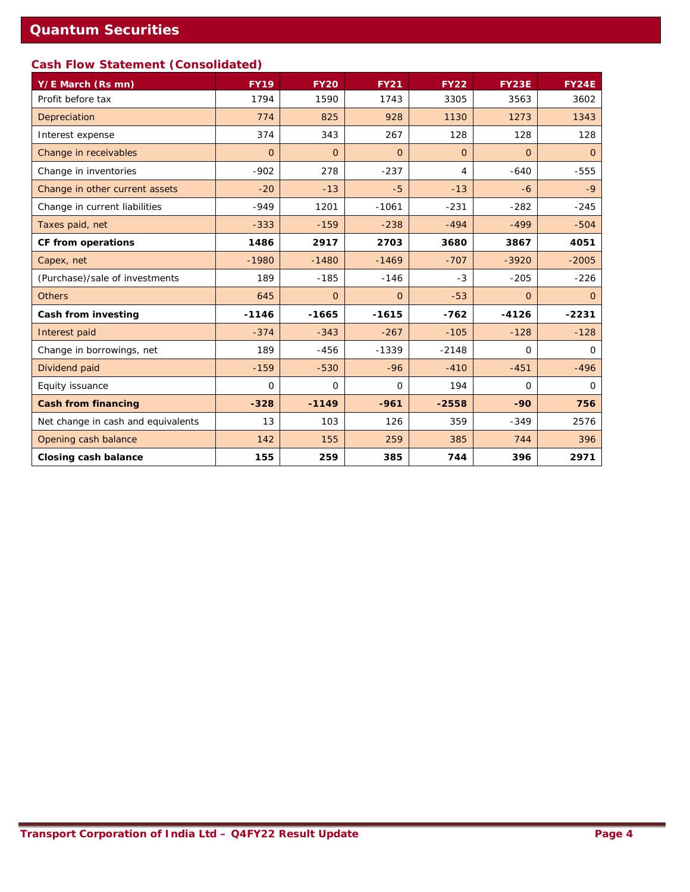## Cash Flow Statement (Consolidated)

| Y/E March (Rs mn) | FY19 | FY20 | FY21 | FY22 | FY23E | FY24E |
|---|---|---|---|---|---|---|
| Profit before tax | 1794 | 1590 | 1743 | 3305 | 3563 | 3602 |
| Depreciation | 774 | 825 | 928 | 1130 | 1273 | 1343 |
| Interest expense | 374 | 343 | 267 | 128 | 128 | 128 |
| Change in receivables | 0 | 0 | 0 | 0 | 0 | 0 |
| Change in inventories | -902 | 278 | -237 | 4 | -640 | -555 |
| Change in other current assets | -20 | -13 | -5 | -13 | -6 | -9 |
| Change in current liabilities | -949 | 1201 | -1061 | -231 | -282 | -245 |
| Taxes paid, net | -333 | -159 | -238 | -494 | -499 | -504 |
| **CF from operations** | **1486** | **2917** | **2703** | **3680** | **3867** | **4051** |
| Capex, net | -1980 | -1480 | -1469 | -707 | -3920 | -2005 |
| (Purchase)/sale of investments | 189 | -185 | -146 | -3 | -205 | -226 |
| Others | 645 | 0 | 0 | -53 | 0 | 0 |
| **Cash from investing** | **-1146** | **-1665** | **-1615** | **-762** | **-4126** | **-2231** |
| Interest paid | -374 | -343 | -267 | -105 | -128 | -128 |
| Change in borrowings, net | 189 | -456 | -1339 | -2148 | 0 | 0 |
| Dividend paid | -159 | -530 | -96 | -410 | -451 | -496 |
| Equity issuance | 0 | 0 | 0 | 194 | 0 | 0 |
| **Cash from financing** | **-328** | **-1149** | **-961** | **-2558** | **-90** | **756** |
| Net change in cash and equivalents | 13 | 103 | 126 | 359 | -349 | 2576 |
| Opening cash balance | 142 | 155 | 259 | 385 | 744 | 396 |
| **Closing cash balance** | **155** | **259** | **385** | **744** | **396** | **2971** |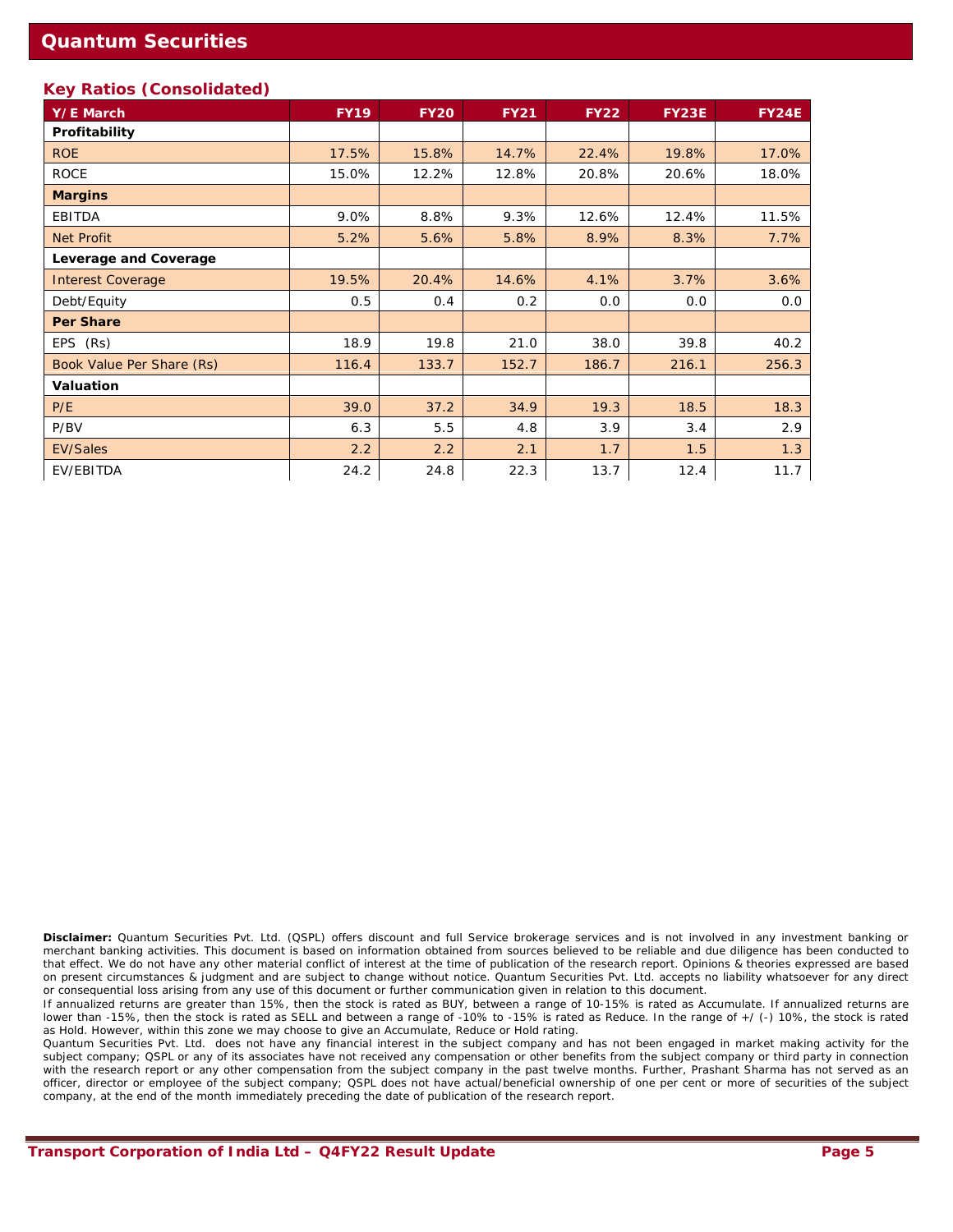## Key Ratios (Consolidated)

| Y/E March | FY19 | FY20 | FY21 | FY22 | FY23E | FY24E |
|---|---|---|---|---|---|---|
| **Profitability** | | | | | | |
| ROE | 17.5% | 15.8% | 14.7% | 22.4% | 19.8% | 17.0% |
| ROCE | 15.0% | 12.2% | 12.8% | 20.8% | 20.6% | 18.0% |
| **Margins** | | | | | | |
| EBITDA | 9.0% | 8.8% | 9.3% | 12.6% | 12.4% | 11.5% |
| Net Profit | 5.2% | 5.6% | 5.8% | 8.9% | 8.3% | 7.7% |
| **Leverage and Coverage** | | | | | | |
| Interest Coverage | 19.5% | 20.4% | 14.6% | 4.1% | 3.7% | 3.6% |
| Debt/Equity | 0.5 | 0.4 | 0.2 | 0.0 | 0.0 | 0.0 |
| **Per Share** | | | | | | |
| EPS (Rs) | 18.9 | 19.8 | 21.0 | 38.0 | 39.8 | 40.2 |
| Book Value Per Share (Rs) | 116.4 | 133.7 | 152.7 | 186.7 | 216.1 | 256.3 |
| **Valuation** | | | | | | |
| P/E | 39.0 | 37.2 | 34.9 | 19.3 | 18.5 | 18.3 |
| P/BV | 6.3 | 5.5 | 4.8 | 3.9 | 3.4 | 2.9 |
| EV/Sales | 2.2 | 2.2 | 2.1 | 1.7 | 1.5 | 1.3 |
| EV/EBITDA | 24.2 | 24.8 | 22.3 | 13.7 | 12.4 | 11.7 |

**Disclaimer:** Quantum Securities Pvt. Ltd. (QSPL) offers discount and full Service brokerage services and is not involved in any investment banking or merchant banking activities. This document is based on information obtained from sources believed to be reliable and due diligence has been conducted to that effect. We do not have any other material conflict of interest at the time of publication of the research report. Opinions & theories expressed are based on present circumstances & judgment and are subject to change without notice. Quantum Securities Pvt. Ltd. accepts no liability whatsoever for any direct or consequential loss arising from any use of this document or further communication given in relation to this document.

If annualized returns are greater than 15%, then the stock is rated as BUY, between a range of 10-15% is rated as Accumulate. If annualized returns are lower than -15%, then the stock is rated as SELL and between a range of -10% to -15% is rated as Reduce. In the range of +/ (-) 10%, the stock is rated as Hold. However, within this zone we may choose to give an Accumulate, Reduce or Hold rating.

Quantum Securities Pvt. Ltd. does not have any financial interest in the subject company and has not been engaged in market making activity for the subject company; QSPL or any of its associates have not received any compensation or other benefits from the subject company or third party in connection with the research report or any other compensation from the subject company in the past twelve months. Further, Prashant Sharma has not served as an officer, director or employee of the subject company; QSPL does not have actual/beneficial ownership of one per cent or more of securities of the subject company, at the end of the month immediately preceding the date of publication of the research report.